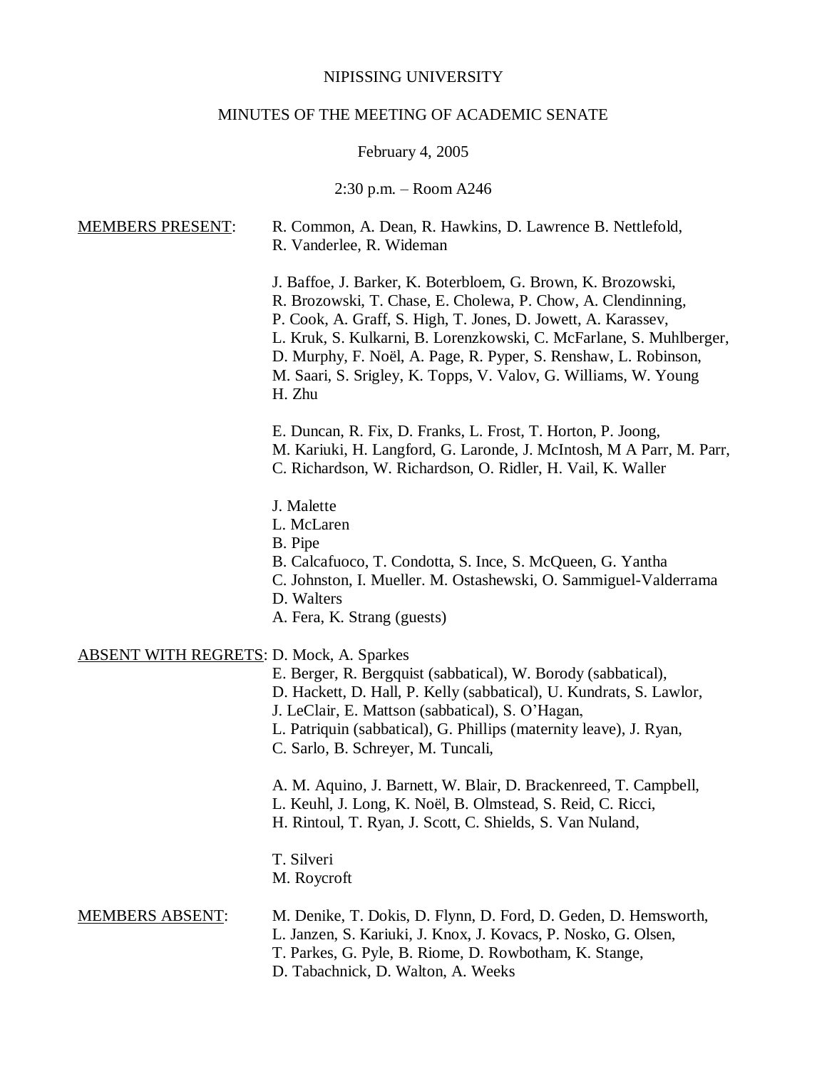NIPISSING UNIVERSITY

MINUTES OF THE MEETING OF ACADEMIC SENATE

February 4, 2005

2:30 p.m. – Room A246

<u>MEMBERS PRESENT</u>:

R. Common, A. Dean, R. Hawkins, D. Lawrence B. Nettlefold, R. Vanderlee, R. Wideman

J. Baffoe, J. Barker, K. Boterbloem, G. Brown, K. Brozowski, R. Brozowski, T. Chase, E. Cholewa, P. Chow, A. Clendinning, P. Cook, A. Graff, S. High, T. Jones, D. Jowett, A. Karassev, L. Kruk, S. Kulkarni, B. Lorenzkowski, C. McFarlane, S. Muhlberger, D. Murphy, F. Noël, A. Page, R. Pyper, S. Renshaw, L. Robinson, M. Saari, S. Srigley, K. Topps, V. Valov, G. Williams, W. Young H. Zhu

E. Duncan, R. Fix, D. Franks, L. Frost, T. Horton, P. Joong, M. Kariuki, H. Langford, G. Laronde, J. McIntosh, M A Parr, M. Parr, C. Richardson, W. Richardson, O. Ridler, H. Vail, K. Waller

J. Malette
L. McLaren
B. Pipe
B. Calcafuoco, T. Condotta, S. Ince, S. McQueen, G. Yantha
C. Johnston, I. Mueller. M. Ostashewski, O. Sammiguel-Valderrama
D. Walters
A. Fera, K. Strang (guests)

<u>ABSENT WITH REGRETS</u>:

D. Mock, A. Sparkes
E. Berger, R. Bergquist (sabbatical), W. Borody (sabbatical), D. Hackett, D. Hall, P. Kelly (sabbatical), U. Kundrats, S. Lawlor, J. LeClair, E. Mattson (sabbatical), S. O'Hagan, L. Patriquin (sabbatical), G. Phillips (maternity leave), J. Ryan, C. Sarlo, B. Schreyer, M. Tuncali,

A. M. Aquino, J. Barnett, W. Blair, D. Brackenreed, T. Campbell, L. Keuhl, J. Long, K. Noël, B. Olmstead, S. Reid, C. Ricci, H. Rintoul, T. Ryan, J. Scott, C. Shields, S. Van Nuland,

T. Silveri
M. Roycroft

<u>MEMBERS ABSENT</u>:

M. Denike, T. Dokis, D. Flynn, D. Ford, D. Geden, D. Hemsworth, L. Janzen, S. Kariuki, J. Knox, J. Kovacs, P. Nosko, G. Olsen, T. Parkes, G. Pyle, B. Riome, D. Rowbotham, K. Stange, D. Tabachnick, D. Walton, A. Weeks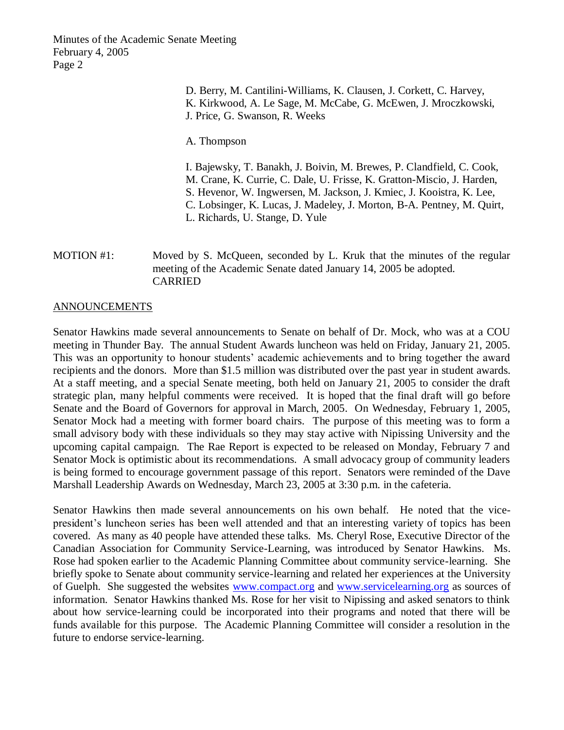D. Berry, M. Cantilini-Williams, K. Clausen, J. Corkett, C. Harvey, K. Kirkwood, A. Le Sage, M. McCabe, G. McEwen, J. Mroczkowski, J. Price, G. Swanson, R. Weeks

A. Thompson

I. Bajewsky, T. Banakh, J. Boivin, M. Brewes, P. Clandfield, C. Cook, M. Crane, K. Currie, C. Dale, U. Frisse, K. Gratton-Miscio, J. Harden, S. Hevenor, W. Ingwersen, M. Jackson, J. Kmiec, J. Kooistra, K. Lee, C. Lobsinger, K. Lucas, J. Madeley, J. Morton, B-A. Pentney, M. Quirt, L. Richards, U. Stange, D. Yule

MOTION #1: Moved by S. McQueen, seconded by L. Kruk that the minutes of the regular meeting of the Academic Senate dated January 14, 2005 be adopted.
CARRIED

## ANNOUNCEMENTS

Senator Hawkins made several announcements to Senate on behalf of Dr. Mock, who was at a COU meeting in Thunder Bay. The annual Student Awards luncheon was held on Friday, January 21, 2005. This was an opportunity to honour students' academic achievements and to bring together the award recipients and the donors. More than $1.5 million was distributed over the past year in student awards. At a staff meeting, and a special Senate meeting, both held on January 21, 2005 to consider the draft strategic plan, many helpful comments were received. It is hoped that the final draft will go before Senate and the Board of Governors for approval in March, 2005. On Wednesday, February 1, 2005, Senator Mock had a meeting with former board chairs. The purpose of this meeting was to form a small advisory body with these individuals so they may stay active with Nipissing University and the upcoming capital campaign. The Rae Report is expected to be released on Monday, February 7 and Senator Mock is optimistic about its recommendations. A small advocacy group of community leaders is being formed to encourage government passage of this report. Senators were reminded of the Dave Marshall Leadership Awards on Wednesday, March 23, 2005 at 3:30 p.m. in the cafeteria.

Senator Hawkins then made several announcements on his own behalf. He noted that the vice-president's luncheon series has been well attended and that an interesting variety of topics has been covered. As many as 40 people have attended these talks. Ms. Cheryl Rose, Executive Director of the Canadian Association for Community Service-Learning, was introduced by Senator Hawkins. Ms. Rose had spoken earlier to the Academic Planning Committee about community service-learning. She briefly spoke to Senate about community service-learning and related her experiences at the University of Guelph. She suggested the websites www.compact.org and www.servicelearning.org as sources of information. Senator Hawkins thanked Ms. Rose for her visit to Nipissing and asked senators to think about how service-learning could be incorporated into their programs and noted that there will be funds available for this purpose. The Academic Planning Committee will consider a resolution in the future to endorse service-learning.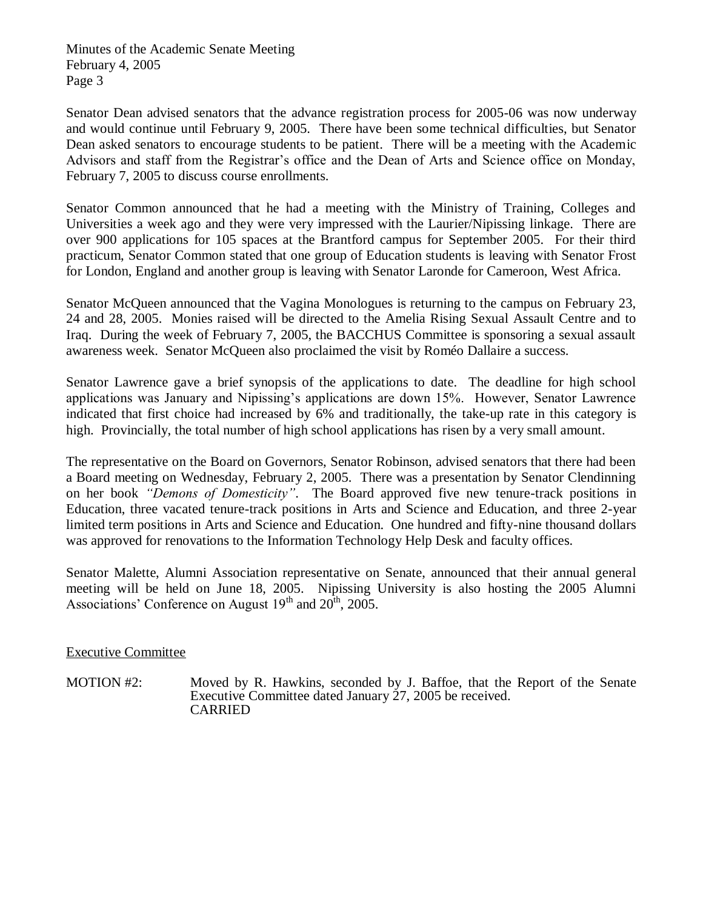Senator Dean advised senators that the advance registration process for 2005-06 was now underway and would continue until February 9, 2005. There have been some technical difficulties, but Senator Dean asked senators to encourage students to be patient. There will be a meeting with the Academic Advisors and staff from the Registrar's office and the Dean of Arts and Science office on Monday, February 7, 2005 to discuss course enrollments.

Senator Common announced that he had a meeting with the Ministry of Training, Colleges and Universities a week ago and they were very impressed with the Laurier/Nipissing linkage. There are over 900 applications for 105 spaces at the Brantford campus for September 2005. For their third practicum, Senator Common stated that one group of Education students is leaving with Senator Frost for London, England and another group is leaving with Senator Laronde for Cameroon, West Africa.

Senator McQueen announced that the Vagina Monologues is returning to the campus on February 23, 24 and 28, 2005. Monies raised will be directed to the Amelia Rising Sexual Assault Centre and to Iraq. During the week of February 7, 2005, the BACCHUS Committee is sponsoring a sexual assault awareness week. Senator McQueen also proclaimed the visit by Roméo Dallaire a success.

Senator Lawrence gave a brief synopsis of the applications to date. The deadline for high school applications was January and Nipissing's applications are down 15%. However, Senator Lawrence indicated that first choice had increased by 6% and traditionally, the take-up rate in this category is high. Provincially, the total number of high school applications has risen by a very small amount.

The representative on the Board on Governors, Senator Robinson, advised senators that there had been a Board meeting on Wednesday, February 2, 2005. There was a presentation by Senator Clendinning on her book *"Demons of Domesticity"*. The Board approved five new tenure-track positions in Education, three vacated tenure-track positions in Arts and Science and Education, and three 2-year limited term positions in Arts and Science and Education. One hundred and fifty-nine thousand dollars was approved for renovations to the Information Technology Help Desk and faculty offices.

Senator Malette, Alumni Association representative on Senate, announced that their annual general meeting will be held on June 18, 2005. Nipissing University is also hosting the 2005 Alumni Associations' Conference on August 19th and 20th, 2005.

Executive Committee

MOTION #2: Moved by R. Hawkins, seconded by J. Baffoe, that the Report of the Senate Executive Committee dated January 27, 2005 be received.
CARRIED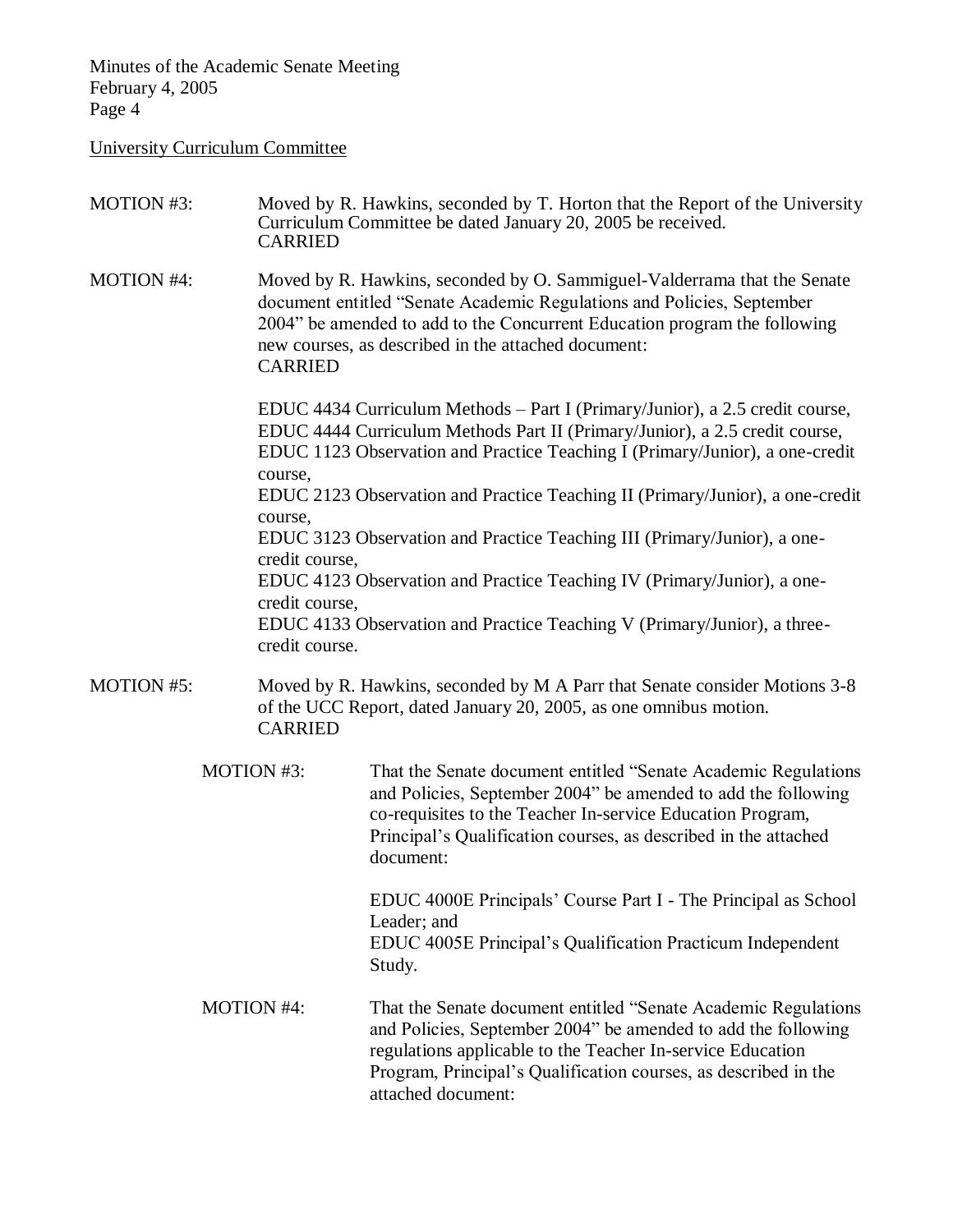University Curriculum Committee

MOTION #3: Moved by R. Hawkins, seconded by T. Horton that the Report of the University Curriculum Committee be dated January 20, 2005 be received.
CARRIED

MOTION #4: Moved by R. Hawkins, seconded by O. Sammiguel-Valderrama that the Senate document entitled "Senate Academic Regulations and Policies, September 2004" be amended to add to the Concurrent Education program the following new courses, as described in the attached document:
CARRIED

EDUC 4434 Curriculum Methods – Part I (Primary/Junior), a 2.5 credit course,
EDUC 4444 Curriculum Methods Part II (Primary/Junior), a 2.5 credit course,
EDUC 1123 Observation and Practice Teaching I (Primary/Junior), a one-credit course,
EDUC 2123 Observation and Practice Teaching II (Primary/Junior), a one-credit course,
EDUC 3123 Observation and Practice Teaching III (Primary/Junior), a one-credit course,
EDUC 4123 Observation and Practice Teaching IV (Primary/Junior), a one-credit course,
EDUC 4133 Observation and Practice Teaching V (Primary/Junior), a three-credit course.

MOTION #5: Moved by R. Hawkins, seconded by M A Parr that Senate consider Motions 3-8 of the UCC Report, dated January 20, 2005, as one omnibus motion.
CARRIED

MOTION #3: That the Senate document entitled "Senate Academic Regulations and Policies, September 2004" be amended to add the following co-requisites to the Teacher In-service Education Program, Principal's Qualification courses, as described in the attached document:

EDUC 4000E Principals' Course Part I - The Principal as School Leader; and
EDUC 4005E Principal's Qualification Practicum Independent Study.

MOTION #4: That the Senate document entitled "Senate Academic Regulations and Policies, September 2004" be amended to add the following regulations applicable to the Teacher In-service Education Program, Principal's Qualification courses, as described in the attached document: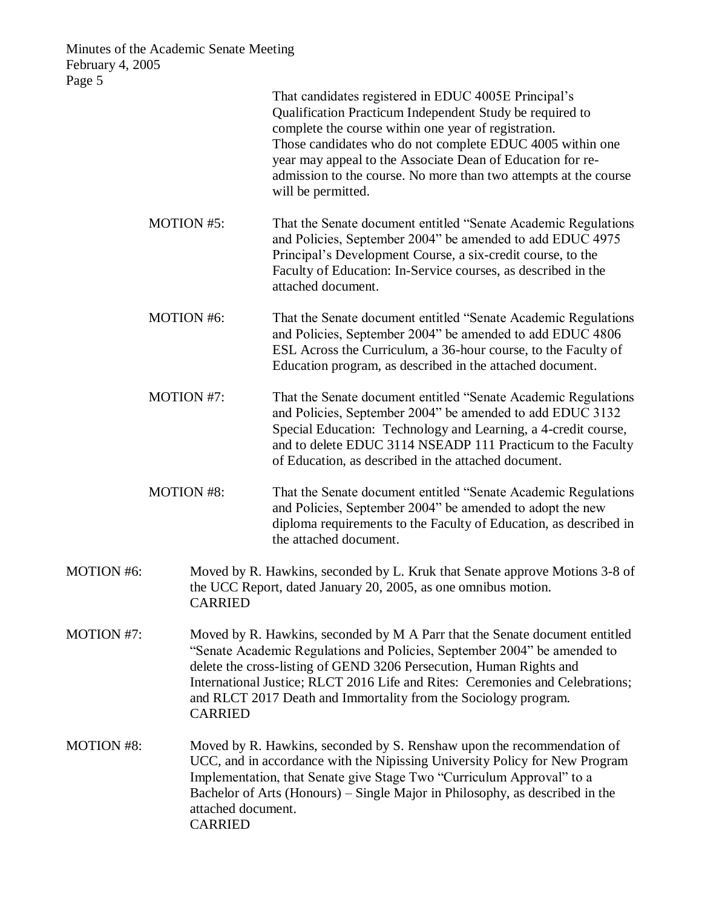That candidates registered in EDUC 4005E Principal's Qualification Practicum Independent Study be required to complete the course within one year of registration. Those candidates who do not complete EDUC 4005 within one year may appeal to the Associate Dean of Education for re-admission to the course. No more than two attempts at the course will be permitted.

MOTION #5: That the Senate document entitled "Senate Academic Regulations and Policies, September 2004" be amended to add EDUC 4975 Principal's Development Course, a six-credit course, to the Faculty of Education: In-Service courses, as described in the attached document.

MOTION #6: That the Senate document entitled "Senate Academic Regulations and Policies, September 2004" be amended to add EDUC 4806 ESL Across the Curriculum, a 36-hour course, to the Faculty of Education program, as described in the attached document.

MOTION #7: That the Senate document entitled "Senate Academic Regulations and Policies, September 2004" be amended to add EDUC 3132 Special Education: Technology and Learning, a 4-credit course, and to delete EDUC 3114 NSEADP 111 Practicum to the Faculty of Education, as described in the attached document.

MOTION #8: That the Senate document entitled "Senate Academic Regulations and Policies, September 2004" be amended to adopt the new diploma requirements to the Faculty of Education, as described in the attached document.

MOTION #6: Moved by R. Hawkins, seconded by L. Kruk that Senate approve Motions 3-8 of the UCC Report, dated January 20, 2005, as one omnibus motion.
CARRIED

MOTION #7: Moved by R. Hawkins, seconded by M A Parr that the Senate document entitled "Senate Academic Regulations and Policies, September 2004" be amended to delete the cross-listing of GEND 3206 Persecution, Human Rights and International Justice; RLCT 2016 Life and Rites: Ceremonies and Celebrations; and RLCT 2017 Death and Immortality from the Sociology program.
CARRIED

MOTION #8: Moved by R. Hawkins, seconded by S. Renshaw upon the recommendation of UCC, and in accordance with the Nipissing University Policy for New Program Implementation, that Senate give Stage Two "Curriculum Approval" to a Bachelor of Arts (Honours) – Single Major in Philosophy, as described in the attached document.
CARRIED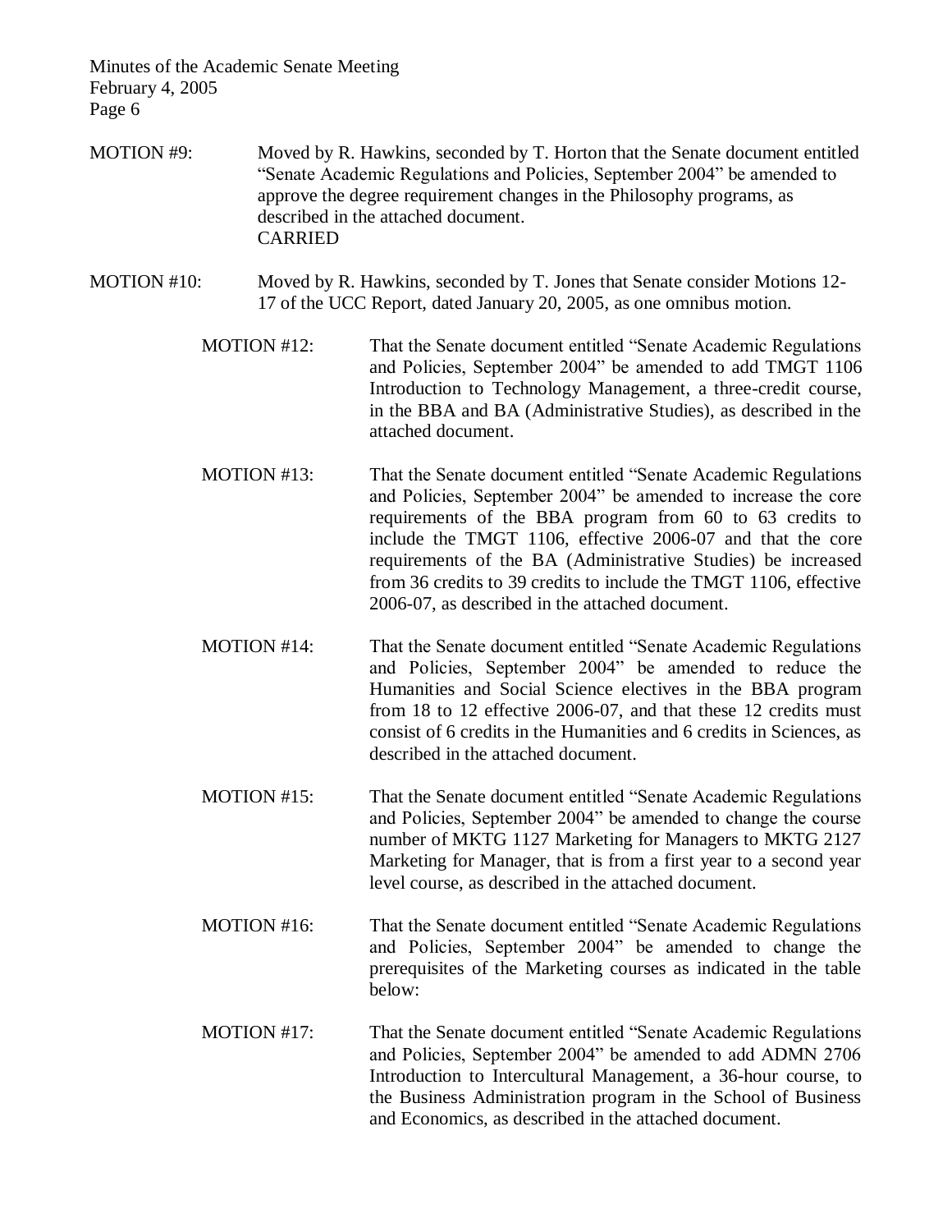MOTION #9: Moved by R. Hawkins, seconded by T. Horton that the Senate document entitled "Senate Academic Regulations and Policies, September 2004" be amended to approve the degree requirement changes in the Philosophy programs, as described in the attached document.
CARRIED

MOTION #10: Moved by R. Hawkins, seconded by T. Jones that Senate consider Motions 12-17 of the UCC Report, dated January 20, 2005, as one omnibus motion.

> MOTION #12: That the Senate document entitled "Senate Academic Regulations and Policies, September 2004" be amended to add TMGT 1106 Introduction to Technology Management, a three-credit course, in the BBA and BA (Administrative Studies), as described in the attached document.
>
> MOTION #13: That the Senate document entitled "Senate Academic Regulations and Policies, September 2004" be amended to increase the core requirements of the BBA program from 60 to 63 credits to include the TMGT 1106, effective 2006-07 and that the core requirements of the BA (Administrative Studies) be increased from 36 credits to 39 credits to include the TMGT 1106, effective 2006-07, as described in the attached document.
>
> MOTION #14: That the Senate document entitled "Senate Academic Regulations and Policies, September 2004" be amended to reduce the Humanities and Social Science electives in the BBA program from 18 to 12 effective 2006-07, and that these 12 credits must consist of 6 credits in the Humanities and 6 credits in Sciences, as described in the attached document.
>
> MOTION #15: That the Senate document entitled "Senate Academic Regulations and Policies, September 2004" be amended to change the course number of MKTG 1127 Marketing for Managers to MKTG 2127 Marketing for Manager, that is from a first year to a second year level course, as described in the attached document.
>
> MOTION #16: That the Senate document entitled "Senate Academic Regulations and Policies, September 2004" be amended to change the prerequisites of the Marketing courses as indicated in the table below:
>
> MOTION #17: That the Senate document entitled "Senate Academic Regulations and Policies, September 2004" be amended to add ADMN 2706 Introduction to Intercultural Management, a 36-hour course, to the Business Administration program in the School of Business and Economics, as described in the attached document.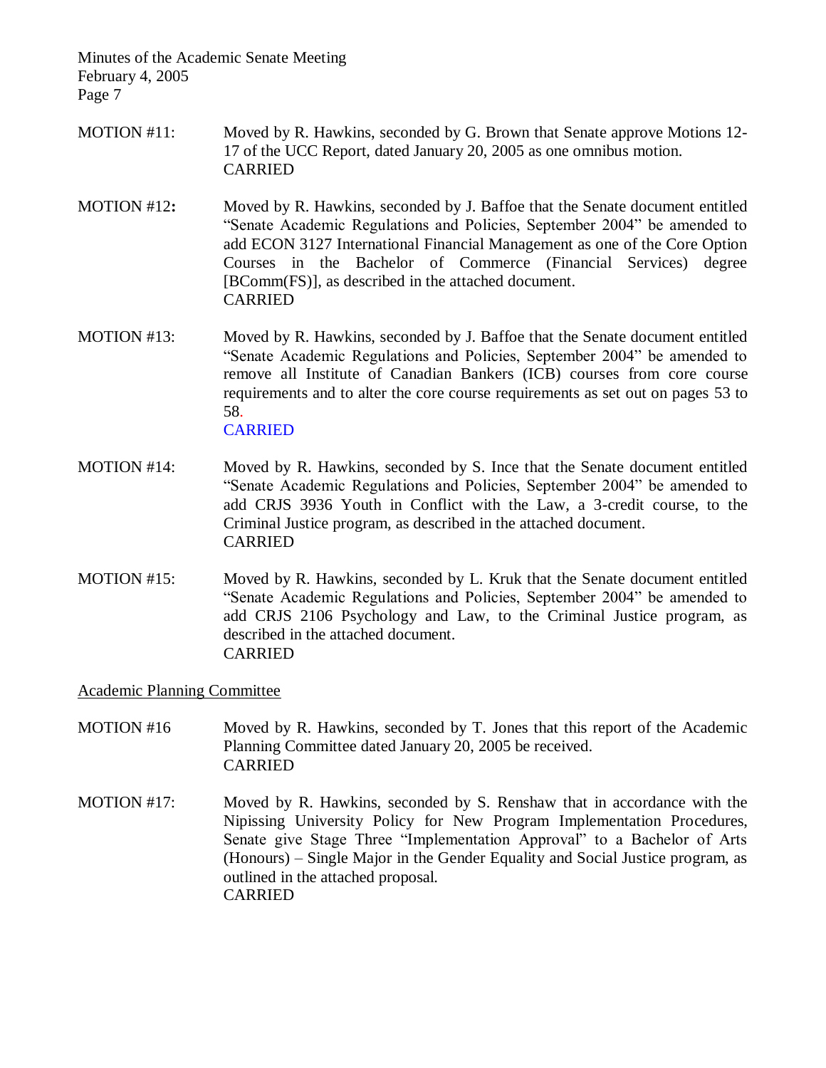MOTION #11: Moved by R. Hawkins, seconded by G. Brown that Senate approve Motions 12-17 of the UCC Report, dated January 20, 2005 as one omnibus motion.
CARRIED

**MOTION #12:** Moved by R. Hawkins, seconded by J. Baffoe that the Senate document entitled "Senate Academic Regulations and Policies, September 2004" be amended to add ECON 3127 International Financial Management as one of the Core Option Courses in the Bachelor of Commerce (Financial Services) degree [BComm(FS)], as described in the attached document.
CARRIED

MOTION #13: Moved by R. Hawkins, seconded by J. Baffoe that the Senate document entitled "Senate Academic Regulations and Policies, September 2004" be amended to remove all Institute of Canadian Bankers (ICB) courses from core course requirements and to alter the core course requirements as set out on pages 53 to 58.
CARRIED

MOTION #14: Moved by R. Hawkins, seconded by S. Ince that the Senate document entitled "Senate Academic Regulations and Policies, September 2004" be amended to add CRJS 3936 Youth in Conflict with the Law, a 3-credit course, to the Criminal Justice program, as described in the attached document.
CARRIED

MOTION #15: Moved by R. Hawkins, seconded by L. Kruk that the Senate document entitled "Senate Academic Regulations and Policies, September 2004" be amended to add CRJS 2106 Psychology and Law, to the Criminal Justice program, as described in the attached document.
CARRIED

Academic Planning Committee

MOTION #16 Moved by R. Hawkins, seconded by T. Jones that this report of the Academic Planning Committee dated January 20, 2005 be received.
CARRIED

MOTION #17: Moved by R. Hawkins, seconded by S. Renshaw that in accordance with the Nipissing University Policy for New Program Implementation Procedures, Senate give Stage Three "Implementation Approval" to a Bachelor of Arts (Honours) – Single Major in the Gender Equality and Social Justice program, as outlined in the attached proposal.
CARRIED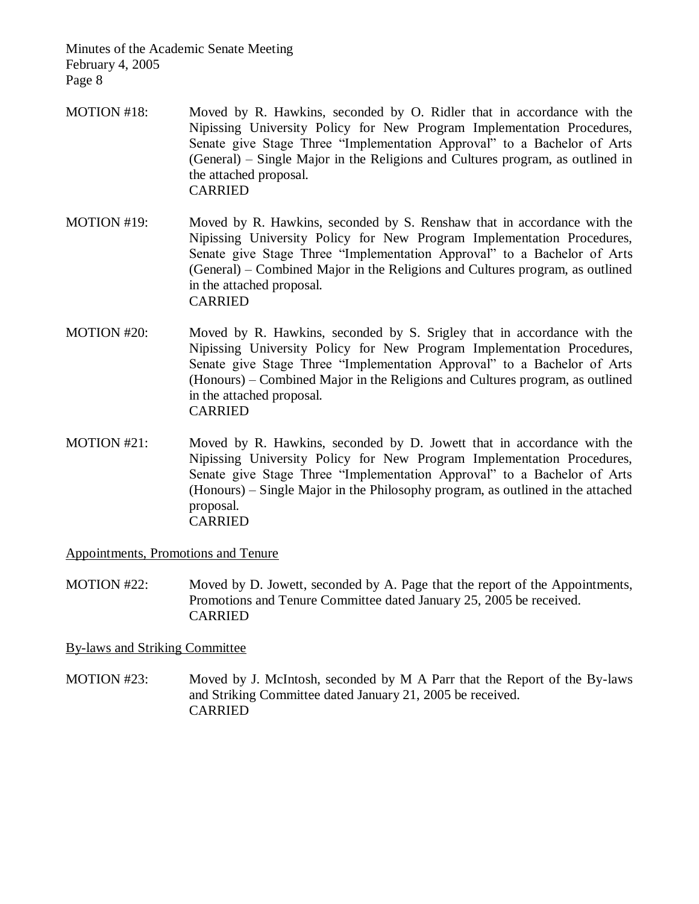MOTION #18: Moved by R. Hawkins, seconded by O. Ridler that in accordance with the Nipissing University Policy for New Program Implementation Procedures, Senate give Stage Three "Implementation Approval" to a Bachelor of Arts (General) – Single Major in the Religions and Cultures program, as outlined in the attached proposal.
CARRIED

MOTION #19: Moved by R. Hawkins, seconded by S. Renshaw that in accordance with the Nipissing University Policy for New Program Implementation Procedures, Senate give Stage Three "Implementation Approval" to a Bachelor of Arts (General) – Combined Major in the Religions and Cultures program, as outlined in the attached proposal.
CARRIED

MOTION #20: Moved by R. Hawkins, seconded by S. Srigley that in accordance with the Nipissing University Policy for New Program Implementation Procedures, Senate give Stage Three "Implementation Approval" to a Bachelor of Arts (Honours) – Combined Major in the Religions and Cultures program, as outlined in the attached proposal.
CARRIED

MOTION #21: Moved by R. Hawkins, seconded by D. Jowett that in accordance with the Nipissing University Policy for New Program Implementation Procedures, Senate give Stage Three "Implementation Approval" to a Bachelor of Arts (Honours) – Single Major in the Philosophy program, as outlined in the attached proposal.
CARRIED

Appointments, Promotions and Tenure

MOTION #22: Moved by D. Jowett, seconded by A. Page that the report of the Appointments, Promotions and Tenure Committee dated January 25, 2005 be received.
CARRIED

By-laws and Striking Committee

MOTION #23: Moved by J. McIntosh, seconded by M A Parr that the Report of the By-laws and Striking Committee dated January 21, 2005 be received.
CARRIED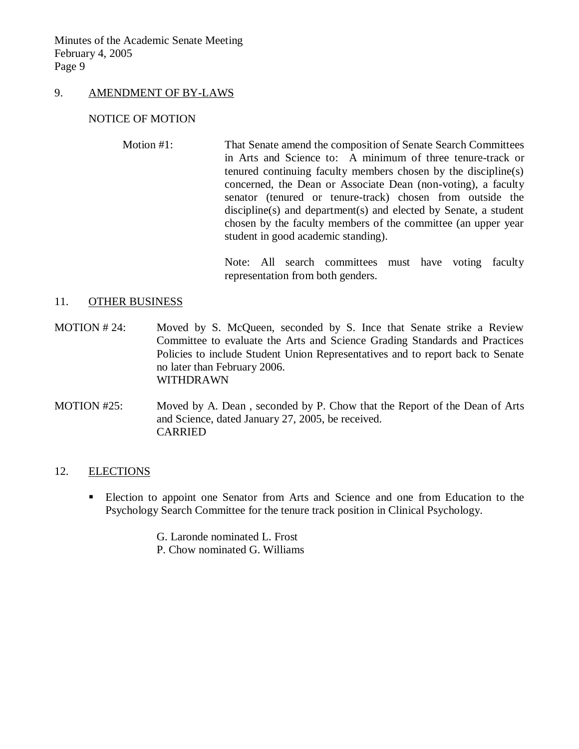## 9. AMENDMENT OF BY-LAWS

NOTICE OF MOTION

Motion #1: That Senate amend the composition of Senate Search Committees in Arts and Science to: A minimum of three tenure-track or tenured continuing faculty members chosen by the discipline(s) concerned, the Dean or Associate Dean (non-voting), a faculty senator (tenured or tenure-track) chosen from outside the discipline(s) and department(s) and elected by Senate, a student chosen by the faculty members of the committee (an upper year student in good academic standing).

Note: All search committees must have voting faculty representation from both genders.

## 11. OTHER BUSINESS

MOTION # 24: Moved by S. McQueen, seconded by S. Ince that Senate strike a Review Committee to evaluate the Arts and Science Grading Standards and Practices Policies to include Student Union Representatives and to report back to Senate no later than February 2006.
WITHDRAWN

MOTION #25: Moved by A. Dean , seconded by P. Chow that the Report of the Dean of Arts and Science, dated January 27, 2005, be received.
CARRIED

## 12. ELECTIONS

- Election to appoint one Senator from Arts and Science and one from Education to the Psychology Search Committee for the tenure track position in Clinical Psychology.

  G. Laronde nominated L. Frost
  P. Chow nominated G. Williams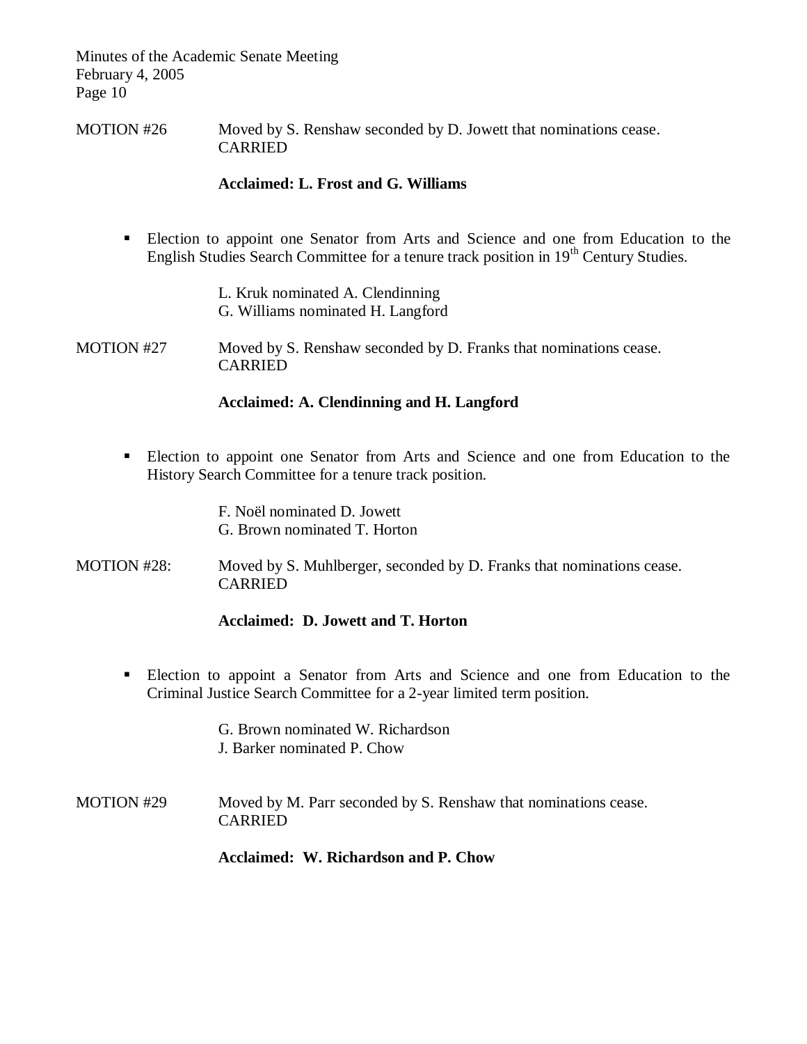MOTION #26 Moved by S. Renshaw seconded by D. Jowett that nominations cease. CARRIED

**Acclaimed: L. Frost and G. Williams**

- Election to appoint one Senator from Arts and Science and one from Education to the English Studies Search Committee for a tenure track position in 19th Century Studies.

L. Kruk nominated A. Clendinning
G. Williams nominated H. Langford

MOTION #27 Moved by S. Renshaw seconded by D. Franks that nominations cease. CARRIED

**Acclaimed: A. Clendinning and H. Langford**

- Election to appoint one Senator from Arts and Science and one from Education to the History Search Committee for a tenure track position.

F. Noël nominated D. Jowett
G. Brown nominated T. Horton

MOTION #28: Moved by S. Muhlberger, seconded by D. Franks that nominations cease. CARRIED

**Acclaimed: D. Jowett and T. Horton**

- Election to appoint a Senator from Arts and Science and one from Education to the Criminal Justice Search Committee for a 2-year limited term position.

G. Brown nominated W. Richardson
J. Barker nominated P. Chow

MOTION #29 Moved by M. Parr seconded by S. Renshaw that nominations cease. CARRIED

**Acclaimed: W. Richardson and P. Chow**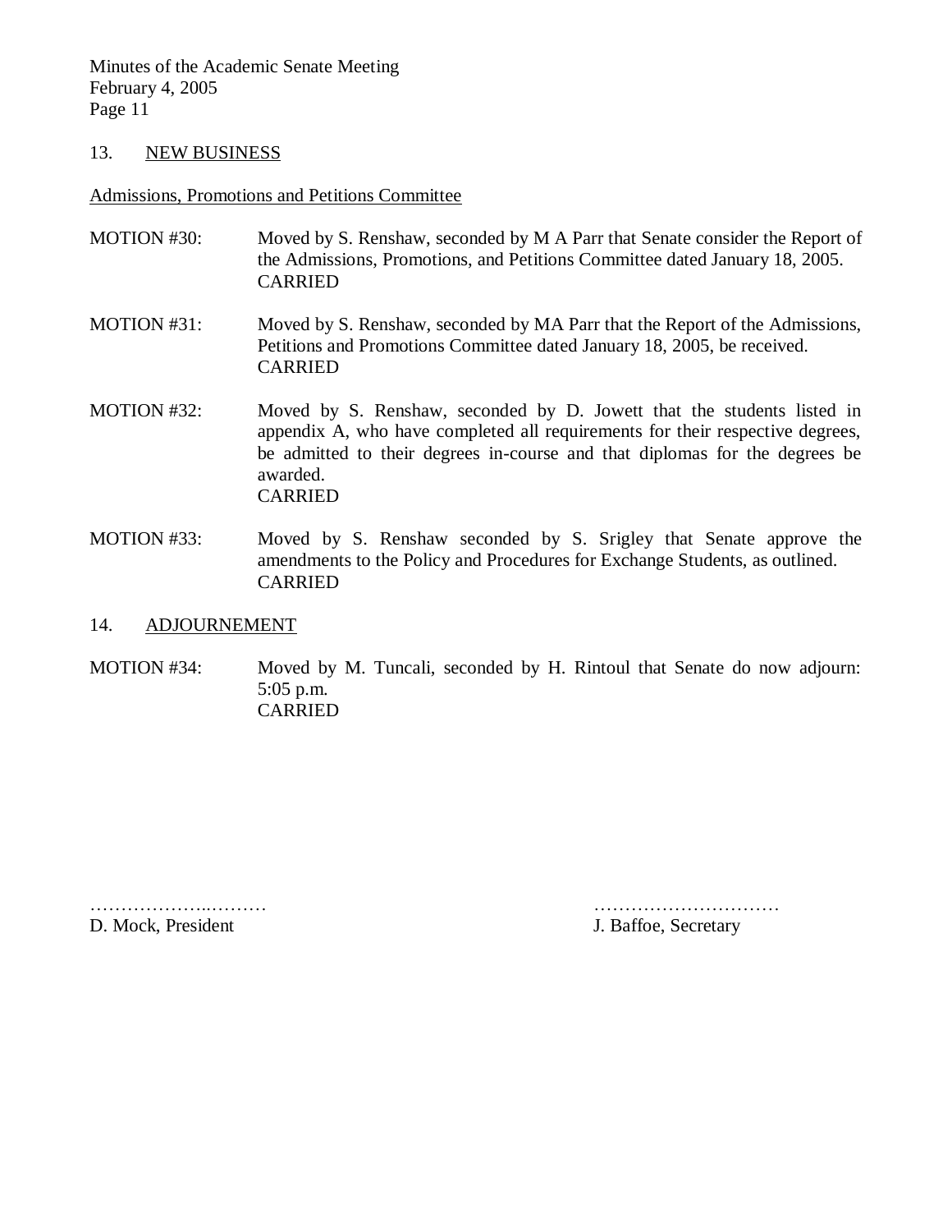## 13. NEW BUSINESS

Admissions, Promotions and Petitions Committee

MOTION #30: Moved by S. Renshaw, seconded by M A Parr that Senate consider the Report of the Admissions, Promotions, and Petitions Committee dated January 18, 2005.
CARRIED

MOTION #31: Moved by S. Renshaw, seconded by MA Parr that the Report of the Admissions, Petitions and Promotions Committee dated January 18, 2005, be received.
CARRIED

MOTION #32: Moved by S. Renshaw, seconded by D. Jowett that the students listed in appendix A, who have completed all requirements for their respective degrees, be admitted to their degrees in-course and that diplomas for the degrees be awarded.
CARRIED

MOTION #33: Moved by S. Renshaw seconded by S. Srigley that Senate approve the amendments to the Policy and Procedures for Exchange Students, as outlined.
CARRIED

## 14. ADJOURNEMENT

MOTION #34: Moved by M. Tuncali, seconded by H. Rintoul that Senate do now adjourn: 5:05 p.m.
CARRIED

………………..……… 
D. Mock, President

…………………………
J. Baffoe, Secretary